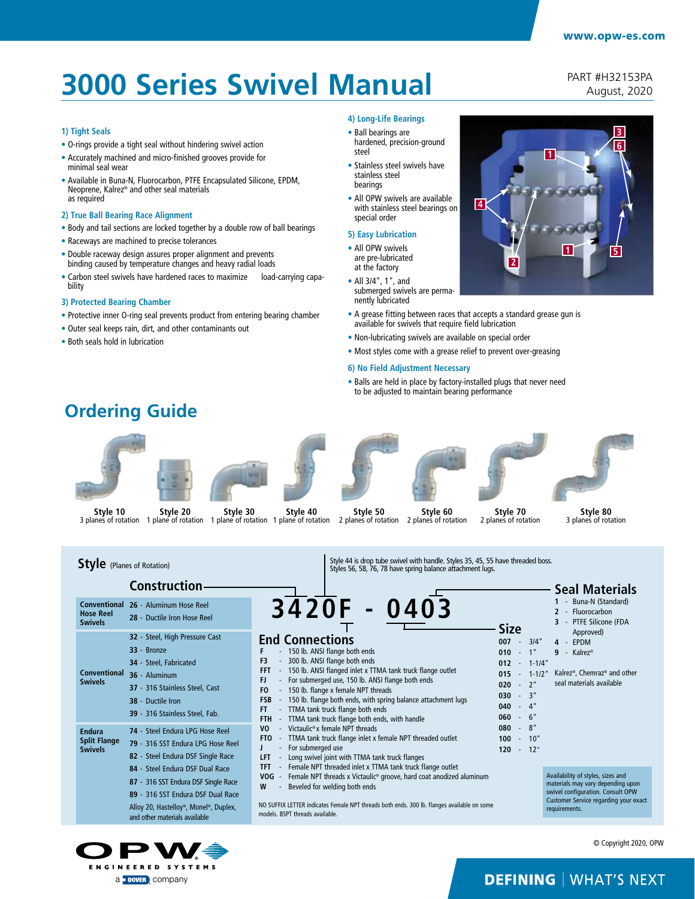# 3000 Series Swivel Manual

PART #H32153PA
August, 2020

### 1) Tight Seals

- O-rings provide a tight seal without hindering swivel action
- Accurately machined and micro-finished grooves provide for minimal seal wear
- Available in Buna-N, Fluorocarbon, PTFE Encapsulated Silicone, EPDM, Neoprene, Kalrez® and other seal materials as required

### 2) True Ball Bearing Race Alignment

- Body and tail sections are locked together by a double row of ball bearings
- Raceways are machined to precise tolerances
- Double raceway design assures proper alignment and prevents binding caused by temperature changes and heavy radial loads
- Carbon steel swivels have hardened races to maximize load-carrying capability

### 3) Protected Bearing Chamber

- Protective inner O-ring seal prevents product from entering bearing chamber
- Outer seal keeps rain, dirt, and other contaminants out
- Both seals hold in lubrication

### 4) Long-Life Bearings

- Ball bearings are hardened, precision-ground steel
- Stainless steel swivels have stainless steel bearings
- All OPW swivels are available with stainless steel bearings on special order

### 5) Easy Lubrication

- All OPW swivels are pre-lubricated at the factory
- All 3/4", 1", and submerged swivels are permanently lubricated
- A grease fitting between races that accepts a standard grease gun is available for swivels that require field lubrication
- Non-lubricating swivels are available on special order
- Most styles come with a grease relief to prevent over-greasing

### 6) No Field Adjustment Necessary

- Balls are held in place by factory-installed plugs that never need to be adjusted to maintain bearing performance

## Ordering Guide

| Style | Planes of rotation |
|---|---|
| Style 10 | 3 planes of rotation |
| Style 20 | 1 plane of rotation |
| Style 30 | 1 plane of rotation |
| Style 40 | 1 plane of rotation |
| Style 50 | 2 planes of rotation |
| Style 60 | 2 planes of rotation |
| Style 70 | 2 planes of rotation |
| Style 80 | 3 planes of rotation |

**Style** (Planes of Rotation)

Style 44 is drop tube swivel with handle. Styles 35, 45, 55 have threaded boss. Styles 56, 58, 76, 78 have spring balance attachment lugs.

**3420F - 0403**

### Construction

**Conventional Hose Reel Swivels**
- 26 - Aluminum Hose Reel
- 28 - Ductile Iron Hose Reel

**Conventional Swivels**
- 32 - Steel, High Pressure Cast
- 33 - Bronze
- 34 - Steel, Fabricated
- 36 - Aluminum
- 37 - 316 Stainless Steel, Cast
- 38 - Ductile Iron
- 39 - 316 Stainless Steel, Fab.

**Endura Split Flange Swivels**
- 74 - Steel Endura LPG Hose Reel
- 79 - 316 SST Endura LPG Hose Reel
- 82 - Steel Endura DSF Single Race
- 84 - Steel Endura DSF Dual Race
- 87 - 316 SST Endura DSF Single Race
- 89 - 316 SST Endura DSF Dual Race

Alloy 20, Hastelloy®, Monel®, Duplex, and other materials available

### End Connections

- F - 150 lb. ANSI flange both ends
- F3 - 300 lb. ANSI flange both ends
- FFT - 150 lb. ANSI flanged inlet x TTMA tank truck flange outlet
- FJ - For submerged use, 150 lb. ANSI flange both ends
- FO - 150 lb. flange x female NPT threads
- FSB - 150 lb. flange both ends, with spring balance attachment lugs
- FT - TTMA tank truck flange both ends
- FTH - TTMA tank truck flange both ends, with handle
- VO - Victaulic® x female NPT threads
- FTO - TTMA tank truck flange inlet x female NPT threaded outlet
- J - For submerged use
- LFT - Long swivel joint with TTMA tank truck flanges
- TFT - Female NPT threaded inlet x TTMA tank truck flange outlet
- VOG - Female NPT threads x Victaulic® groove, hard coat anodized aluminum
- W - Beveled for welding both ends

NO SUFFIX LETTER indicates Female NPT threads both ends. 300 lb. flanges available on some models. BSPT threads available.

### Size

- 007 - 3/4"
- 010 - 1"
- 012 - 1-1/4"
- 015 - 1-1/2"
- 020 - 2"
- 030 - 3"
- 040 - 4"
- 060 - 6"
- 080 - 8"
- 100 - 10"
- 120 - 12"

### Seal Materials

- 1 - Buna-N (Standard)
- 2 - Fluorocarbon
- 3 - PTFE Silicone (FDA Approved)
- 4 - EPDM
- 9 - Kalrez®

Kalrez®, Chemraz® and other seal materials available

Availability of styles, sizes and materials may vary depending upon swivel configuration. Consult OPW Customer Service regarding your exact requirements.

© Copyright 2020, OPW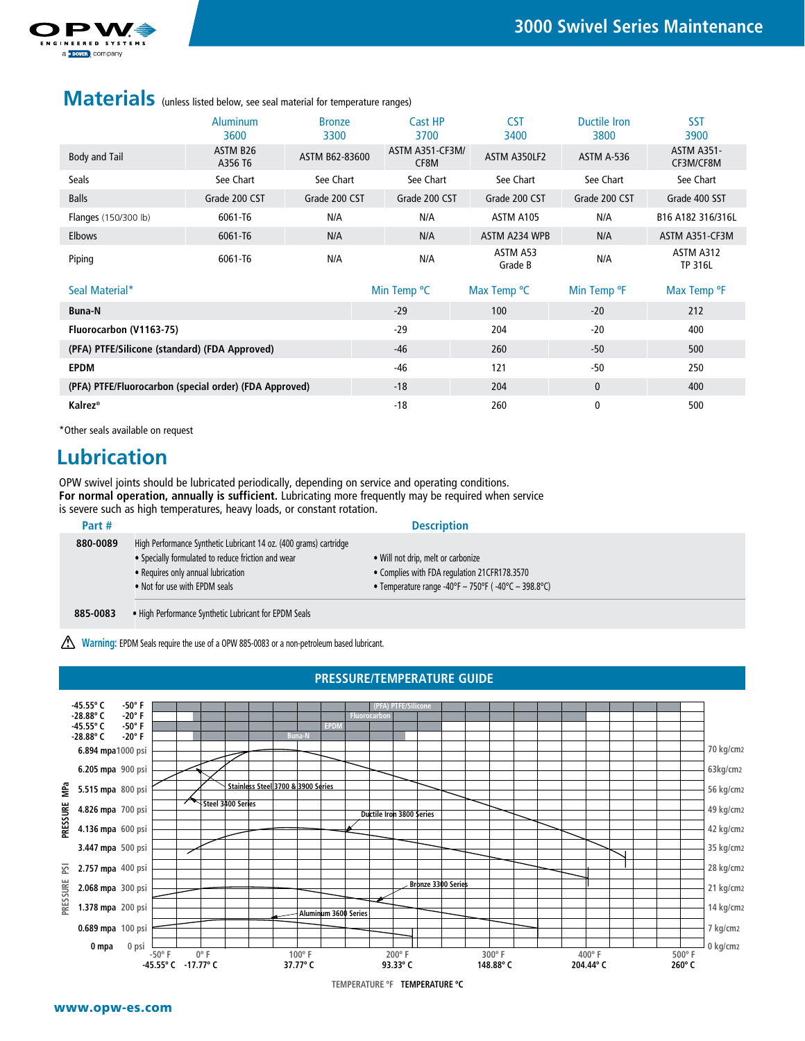## Materials (unless listed below, see seal material for temperature ranges)

| | Aluminum 3600 | Bronze 3300 | Cast HP 3700 | CST 3400 | Ductile Iron 3800 | SST 3900 |
|---|---|---|---|---|---|---|
| Body and Tail | ASTM B26 A356 T6 | ASTM B62-83600 | ASTM A351-CF3M/ CF8M | ASTM A350LF2 | ASTM A-536 | ASTM A351-CF3M/CF8M |
| Seals | See Chart | See Chart | See Chart | See Chart | See Chart | See Chart |
| Balls | Grade 200 CST | Grade 200 CST | Grade 200 CST | Grade 200 CST | Grade 200 CST | Grade 400 SST |
| Flanges (150/300 lb) | 6061-T6 | N/A | N/A | ASTM A105 | N/A | B16 A182 316/316L |
| Elbows | 6061-T6 | N/A | N/A | ASTM A234 WPB | N/A | ASTM A351-CF3M |
| Piping | 6061-T6 | N/A | N/A | ASTM A53 Grade B | N/A | ASTM A312 TP 316L |

| Seal Material* | Min Temp °C | Max Temp °C | Min Temp °F | Max Temp °F |
|---|---|---|---|---|
| **Buna-N** | -29 | 100 | -20 | 212 |
| **Fluorocarbon (V1163-75)** | -29 | 204 | -20 | 400 |
| **(PFA) PTFE/Silicone (standard) (FDA Approved)** | -46 | 260 | -50 | 500 |
| **EPDM** | -46 | 121 | -50 | 250 |
| **(PFA) PTFE/Fluorocarbon (special order) (FDA Approved)** | -18 | 204 | 0 | 400 |
| **Kalrez®** | -18 | 260 | 0 | 500 |

*Other seals available on request

## Lubrication

OPW swivel joints should be lubricated periodically, depending on service and operating conditions. **For normal operation, annually is sufficient.** Lubricating more frequently may be required when service is severe such as high temperatures, heavy loads, or constant rotation.

| Part # | Description |
|---|---|
| **880-0089** | High Performance Synthetic Lubricant 14 oz. (400 grams) cartridge<br>• Specially formulated to reduce friction and wear<br>• Requires only annual lubrication<br>• Not for use with EPDM seals<br>• Will not drip, melt or carbonize<br>• Complies with FDA regulation 21CFR178.3570<br>• Temperature range -40°F – 750°F ( -40°C – 398.8°C) |
| **885-0083** | • High Performance Synthetic Lubricant for EPDM Seals |

⚠ **Warning:** EPDM Seals require the use of a OPW 885-0083 or a non-petroleum based lubricant.

## PRESSURE/TEMPERATURE GUIDE

Seal ranges: (PFA) PTFE/Silicone -45.55° C / -50° F; Fluorocarbon -28.88° C / -20° F; EPDM -45.55° C / -50° F; Buna-N -28.88° C / -20° F

Curves: Stainless Steel 3700 & 3900 Series; Steel 3400 Series; Ductile Iron 3800 Series; Bronze 3300 Series; Aluminum 3600 Series

| PRESSURE MPa | PRESSURE PSI | kg/cm2 |
|---|---|---|
| 6.894 mpa | 1000 psi | 70 kg/cm2 |
| 6.205 mpa | 900 psi | 63kg/cm2 |
| 5.515 mpa | 800 psi | 56 kg/cm2 |
| 4.826 mpa | 700 psi | 49 kg/cm2 |
| 4.136 mpa | 600 psi | 42 kg/cm2 |
| 3.447 mpa | 500 psi | 35 kg/cm2 |
| 2.757 mpa | 400 psi | 28 kg/cm2 |
| 2.068 mpa | 300 psi | 21 kg/cm2 |
| 1.378 mpa | 200 psi | 14 kg/cm2 |
| 0.689 mpa | 100 psi | 7 kg/cm2 |
| 0 mpa | 0 psi | 0 kg/cm2 |

TEMPERATURE °F / TEMPERATURE °C: -50° F / -45.55° C; 0° F / -17.77° C; 100° F / 37.77° C; 200° F / 93.33° C; 300° F / 148.88° C; 400° F / 204.44° C; 500° F / 260° C

www.opw-es.com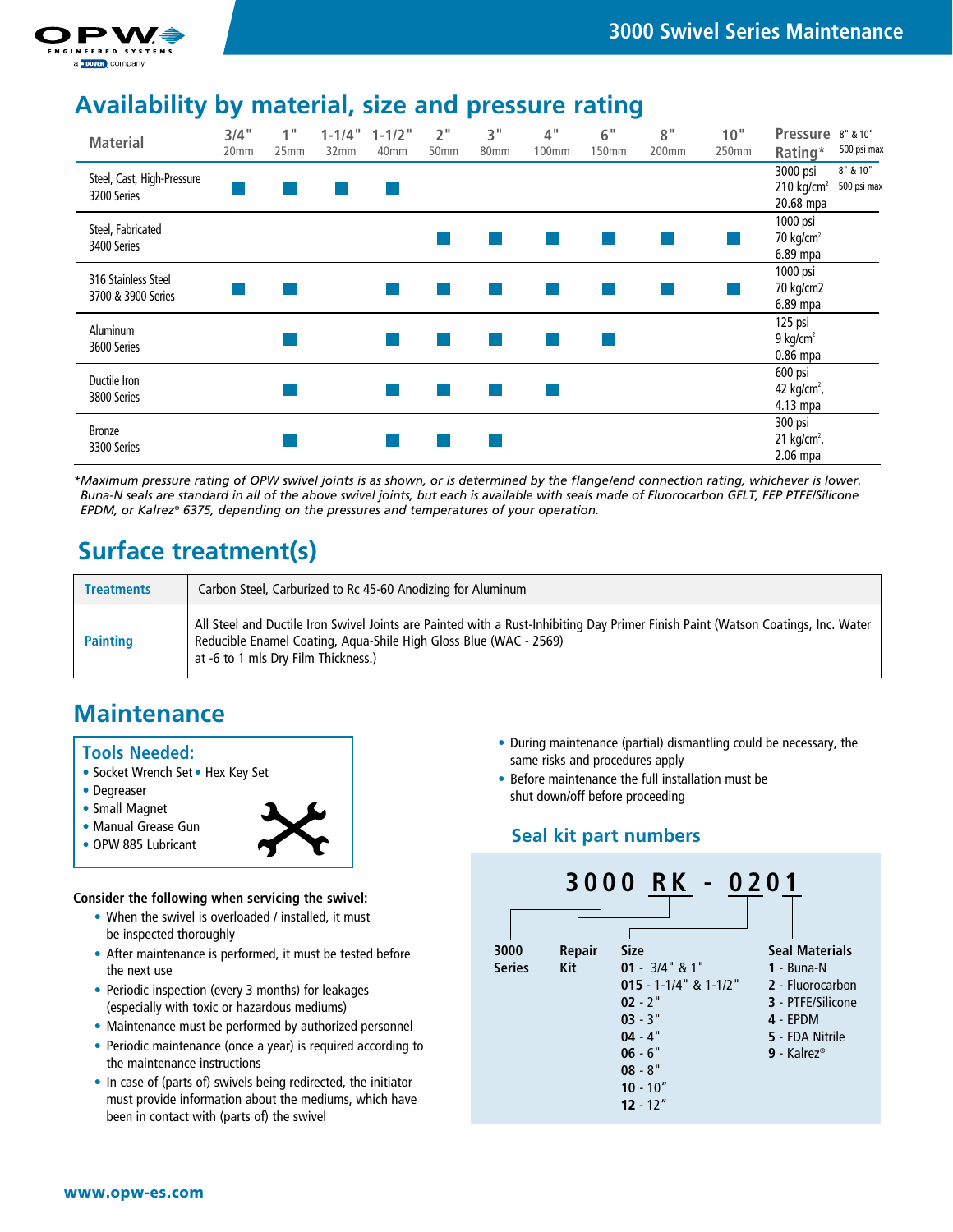## Availability by material, size and pressure rating

| Material | 3/4" 20mm | 1" 25mm | 1-1/4" 32mm | 1-1/2" 40mm | 2" 50mm | 3" 80mm | 4" 100mm | 6" 150mm | 8" 200mm | 10" 250mm | Pressure Rating* |
|---|---|---|---|---|---|---|---|---|---|---|---|
| Steel, Cast, High-Pressure 3200 Series | ■ | ■ | ■ | ■ | | | | | | | 3000 psi, 210 kg/cm², 20.68 mpa (8" & 10" 500 psi max) |
| Steel, Fabricated 3400 Series | | | | | ■ | ■ | ■ | ■ | ■ | ■ | 1000 psi, 70 kg/cm², 6.89 mpa |
| 316 Stainless Steel 3700 & 3900 Series | ■ | ■ | | ■ | ■ | ■ | ■ | ■ | ■ | ■ | 1000 psi, 70 kg/cm2, 6.89 mpa |
| Aluminum 3600 Series | | ■ | | ■ | ■ | ■ | ■ | ■ | | | 125 psi, 9 kg/cm², 0.86 mpa |
| Ductile Iron 3800 Series | | ■ | | ■ | ■ | ■ | ■ | | | | 600 psi, 42 kg/cm², 4.13 mpa |
| Bronze 3300 Series | | ■ | | ■ | ■ | ■ | | | | | 300 psi, 21 kg/cm², 2.06 mpa |

*\*Maximum pressure rating of OPW swivel joints is as shown, or is determined by the flange/end connection rating, whichever is lower. Buna-N seals are standard in all of the above swivel joints, but each is available with seals made of Fluorocarbon GFLT, FEP PTFE/Silicone EPDM, or Kalrez® 6375, depending on the pressures and temperatures of your operation.*

## Surface treatment(s)

| Treatments | Carbon Steel, Carburized to Rc 45-60 Anodizing for Aluminum |
|---|---|
| Painting | All Steel and Ductile Iron Swivel Joints are Painted with a Rust-Inhibiting Day Primer Finish Paint (Watson Coatings, Inc. Water Reducible Enamel Coating, Aqua-Shile High Gloss Blue (WAC - 2569) at -6 to 1 mls Dry Film Thickness.) |

## Maintenance

### Tools Needed:

- Socket Wrench Set
- Hex Key Set
- Degreaser
- Small Magnet
- Manual Grease Gun
- OPW 885 Lubricant

**Consider the following when servicing the swivel:**

- When the swivel is overloaded / installed, it must be inspected thoroughly
- After maintenance is performed, it must be tested before the next use
- Periodic inspection (every 3 months) for leakages (especially with toxic or hazardous mediums)
- Maintenance must be performed by authorized personnel
- Periodic maintenance (once a year) is required according to the maintenance instructions
- In case of (parts of) swivels being redirected, the initiator must provide information about the mediums, which have been in contact with (parts of) the swivel
- During maintenance (partial) dismantling could be necessary, the same risks and procedures apply
- Before maintenance the full installation must be shut down/off before proceeding

### Seal kit part numbers

**3000 RK - 0201**

- **3000** – Series
- **RK** – Repair Kit
- **Size**
  - **01** - 3/4" & 1"
  - **015** - 1-1/4" & 1-1/2"
  - **02** - 2"
  - **03** - 3"
  - **04** - 4"
  - **06** - 6"
  - **08** - 8"
  - **10** - 10"
  - **12** - 12"
- **Seal Materials**
  - **1** - Buna-N
  - **2** - Fluorocarbon
  - **3** - PTFE/Silicone
  - **4** - EPDM
  - **5** - FDA Nitrile
  - **9** - Kalrez®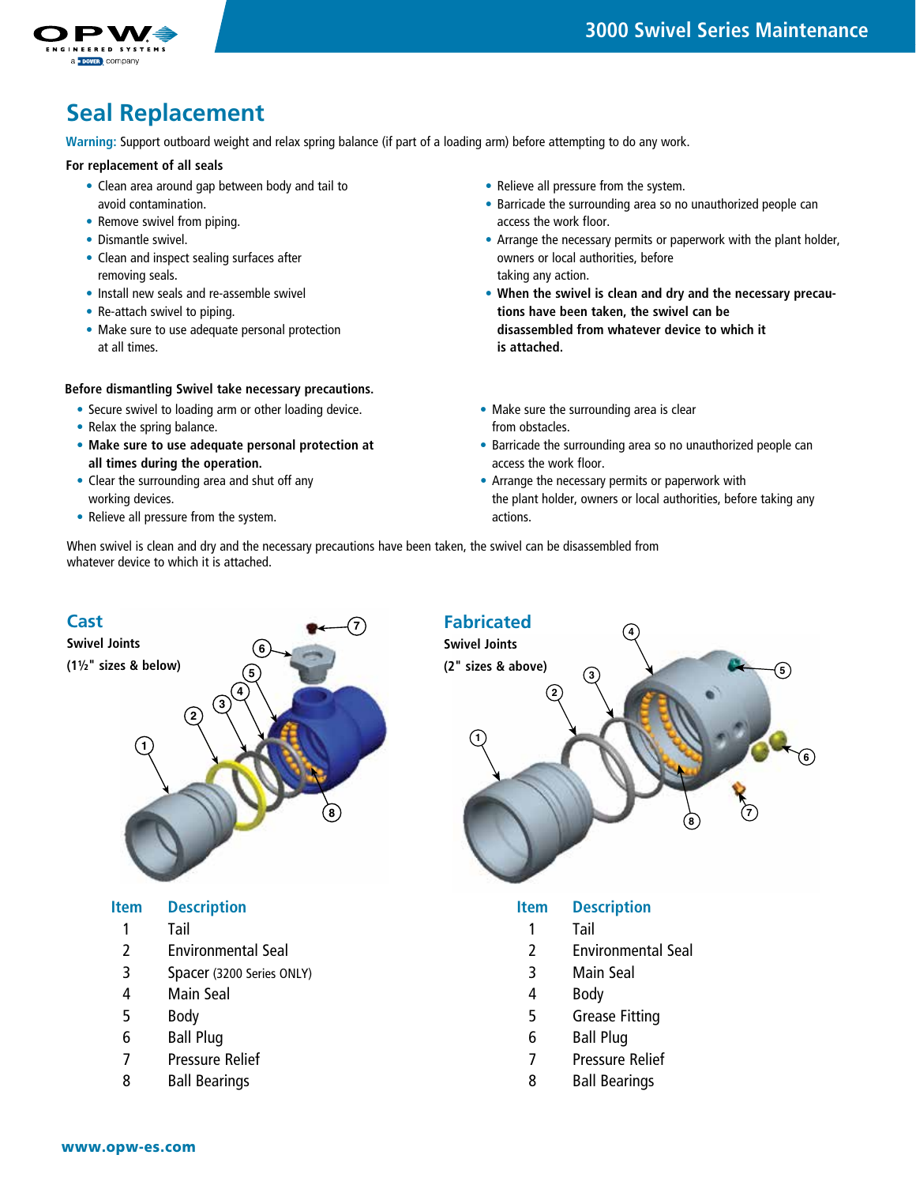# Seal Replacement

**Warning:** Support outboard weight and relax spring balance (if part of a loading arm) before attempting to do any work.

**For replacement of all seals**

- Clean area around gap between body and tail to avoid contamination.
- Remove swivel from piping.
- Dismantle swivel.
- Clean and inspect sealing surfaces after removing seals.
- Install new seals and re-assemble swivel
- Re-attach swivel to piping.
- Make sure to use adequate personal protection at all times.
- Relieve all pressure from the system.
- Barricade the surrounding area so no unauthorized people can access the work floor.
- Arrange the necessary permits or paperwork with the plant holder, owners or local authorities, before taking any action.
- **When the swivel is clean and dry and the necessary precautions have been taken, the swivel can be disassembled from whatever device to which it is attached.**

**Before dismantling Swivel take necessary precautions.**

- Secure swivel to loading arm or other loading device.
- Relax the spring balance.
- **Make sure to use adequate personal protection at all times during the operation.**
- Clear the surrounding area and shut off any working devices.
- Relieve all pressure from the system.
- Make sure the surrounding area is clear from obstacles.
- Barricade the surrounding area so no unauthorized people can access the work floor.
- Arrange the necessary permits or paperwork with the plant holder, owners or local authorities, before taking any actions.

When swivel is clean and dry and the necessary precautions have been taken, the swivel can be disassembled from whatever device to which it is attached.

## Cast

**Swivel Joints**

**(1½" sizes & below)**

| Item | Description |
|---|---|
| 1 | Tail |
| 2 | Environmental Seal |
| 3 | Spacer (3200 Series ONLY) |
| 4 | Main Seal |
| 5 | Body |
| 6 | Ball Plug |
| 7 | Pressure Relief |
| 8 | Ball Bearings |

## Fabricated

**Swivel Joints**

**(2" sizes & above)**

| Item | Description |
|---|---|
| 1 | Tail |
| 2 | Environmental Seal |
| 3 | Main Seal |
| 4 | Body |
| 5 | Grease Fitting |
| 6 | Ball Plug |
| 7 | Pressure Relief |
| 8 | Ball Bearings |

www.opw-es.com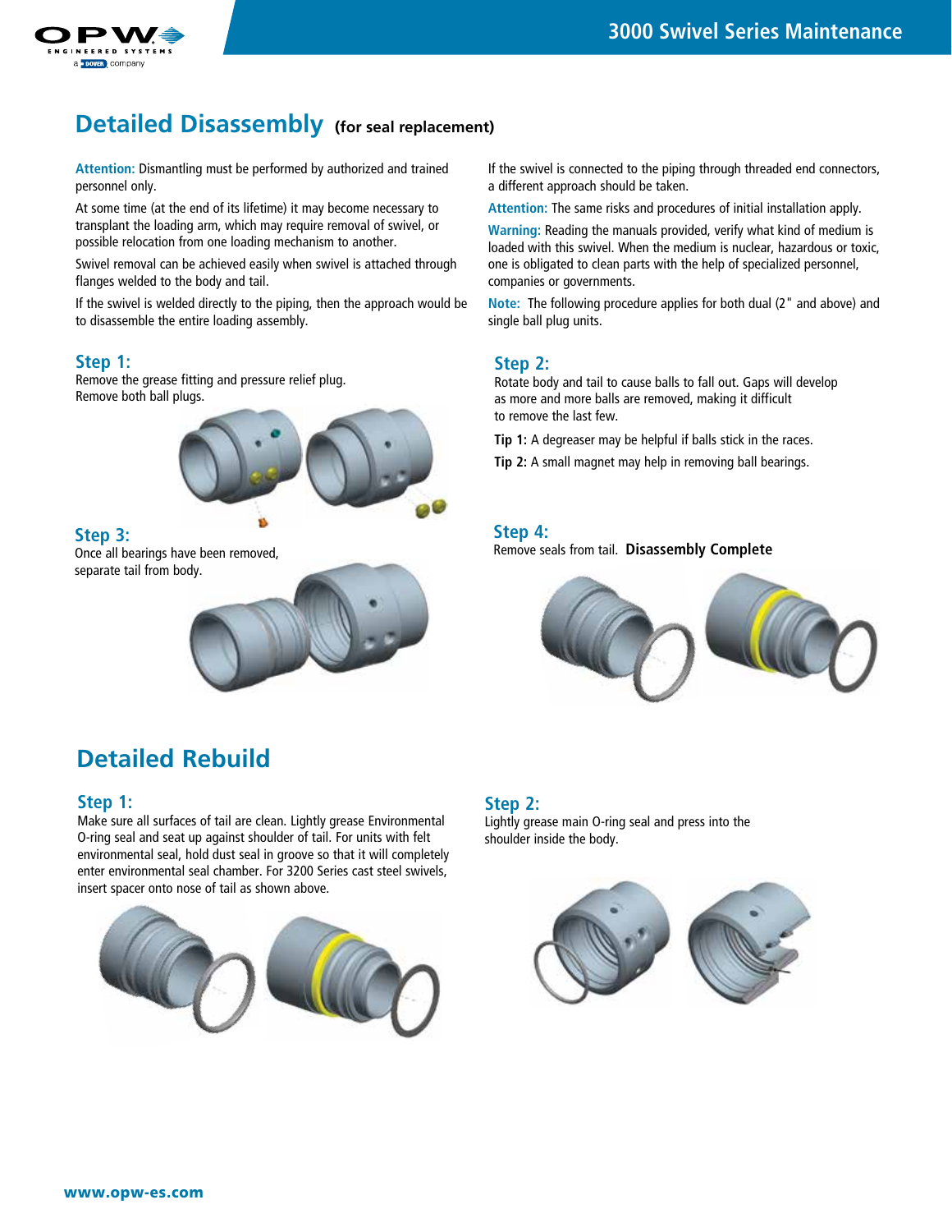# Detailed Disassembly (for seal replacement)

**Attention:** Dismantling must be performed by authorized and trained personnel only.

At some time (at the end of its lifetime) it may become necessary to transplant the loading arm, which may require removal of swivel, or possible relocation from one loading mechanism to another.

Swivel removal can be achieved easily when swivel is attached through flanges welded to the body and tail.

If the swivel is welded directly to the piping, then the approach would be to disassemble the entire loading assembly.

If the swivel is connected to the piping through threaded end connectors, a different approach should be taken.

**Attention:** The same risks and procedures of initial installation apply.

**Warning:** Reading the manuals provided, verify what kind of medium is loaded with this swivel. When the medium is nuclear, hazardous or toxic, one is obligated to clean parts with the help of specialized personnel, companies or governments.

**Note:** The following procedure applies for both dual (2" and above) and single ball plug units.

### Step 1:

Remove the grease fitting and pressure relief plug.
Remove both ball plugs.

### Step 2:

Rotate body and tail to cause balls to fall out. Gaps will develop as more and more balls are removed, making it difficult to remove the last few.

**Tip 1:** A degreaser may be helpful if balls stick in the races.

**Tip 2:** A small magnet may help in removing ball bearings.

### Step 3:

Once all bearings have been removed, separate tail from body.

### Step 4:

Remove seals from tail. **Disassembly Complete**

# Detailed Rebuild

### Step 1:

Make sure all surfaces of tail are clean. Lightly grease Environmental O-ring seal and seat up against shoulder of tail. For units with felt environmental seal, hold dust seal in groove so that it will completely enter environmental seal chamber. For 3200 Series cast steel swivels, insert spacer onto nose of tail as shown above.

### Step 2:

Lightly grease main O-ring seal and press into the shoulder inside the body.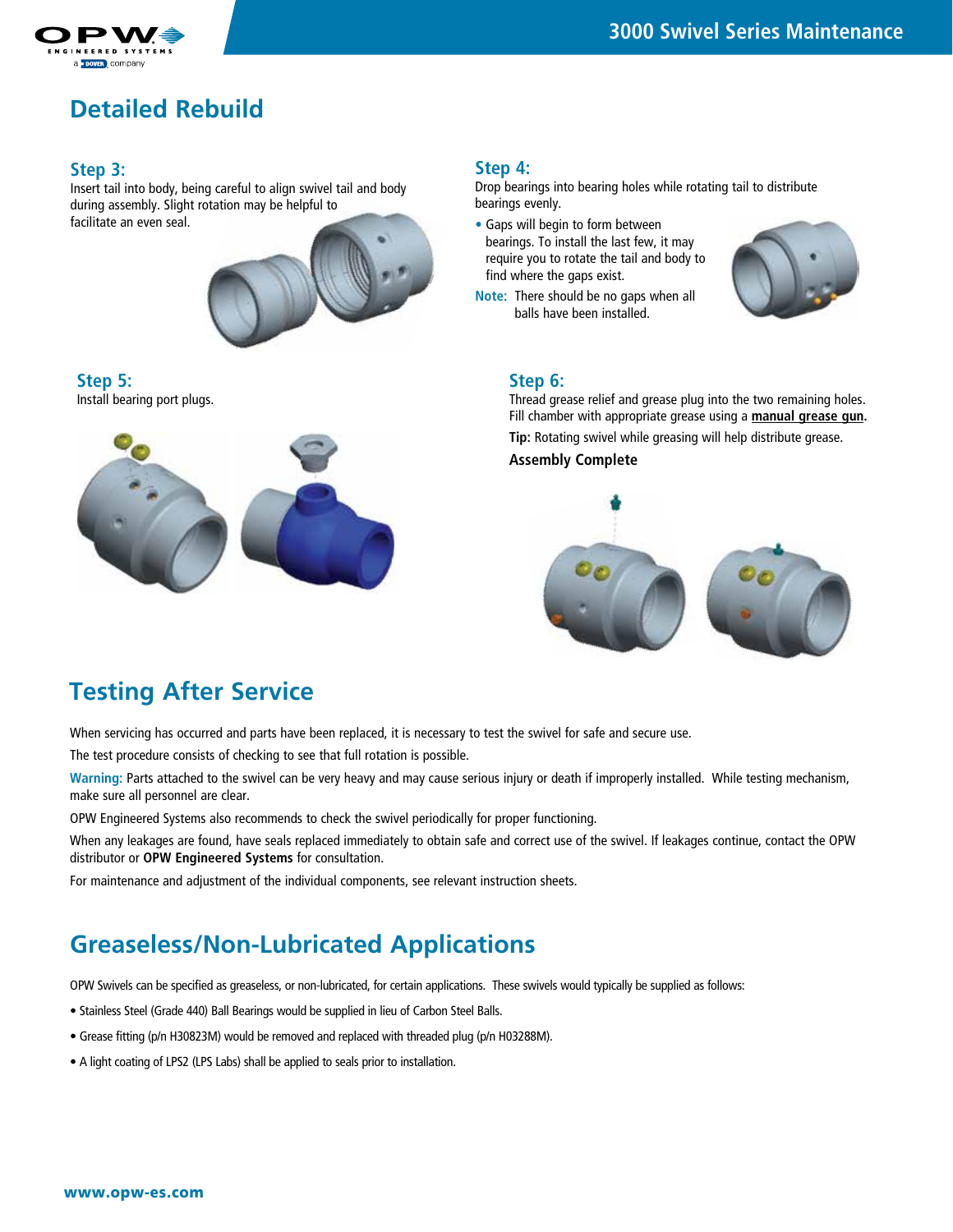# Detailed Rebuild

### Step 3:

Insert tail into body, being careful to align swivel tail and body during assembly. Slight rotation may be helpful to facilitate an even seal.

### Step 4:

Drop bearings into bearing holes while rotating tail to distribute bearings evenly.

- Gaps will begin to form between bearings. To install the last few, it may require you to rotate the tail and body to find where the gaps exist.

**Note:** There should be no gaps when all balls have been installed.

### Step 5:

Install bearing port plugs.

### Step 6:

Thread grease relief and grease plug into the two remaining holes. Fill chamber with appropriate grease using a **manual grease gun**.

**Tip:** Rotating swivel while greasing will help distribute grease.

**Assembly Complete**

## Testing After Service

When servicing has occurred and parts have been replaced, it is necessary to test the swivel for safe and secure use.

The test procedure consists of checking to see that full rotation is possible.

**Warning:** Parts attached to the swivel can be very heavy and may cause serious injury or death if improperly installed. While testing mechanism, make sure all personnel are clear.

OPW Engineered Systems also recommends to check the swivel periodically for proper functioning.

When any leakages are found, have seals replaced immediately to obtain safe and correct use of the swivel. If leakages continue, contact the OPW distributor or **OPW Engineered Systems** for consultation.

For maintenance and adjustment of the individual components, see relevant instruction sheets.

## Greaseless/Non-Lubricated Applications

OPW Swivels can be specified as greaseless, or non-lubricated, for certain applications. These swivels would typically be supplied as follows:

- Stainless Steel (Grade 440) Ball Bearings would be supplied in lieu of Carbon Steel Balls.
- Grease fitting (p/n H30823M) would be removed and replaced with threaded plug (p/n H03288M).
- A light coating of LPS2 (LPS Labs) shall be applied to seals prior to installation.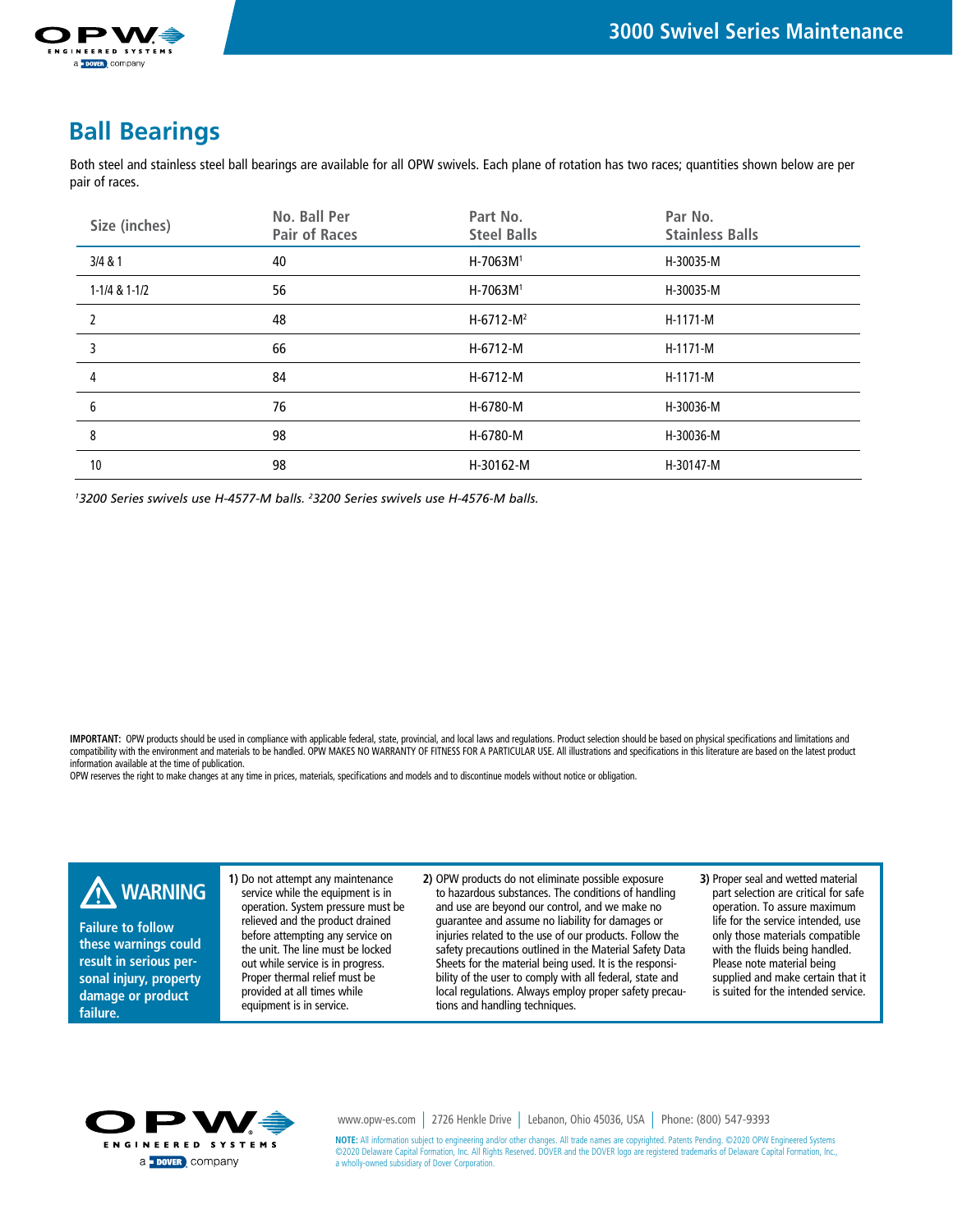## Ball Bearings

Both steel and stainless steel ball bearings are available for all OPW swivels. Each plane of rotation has two races; quantities shown below are per pair of races.

| Size (inches) | No. Ball Per Pair of Races | Part No. Steel Balls | Par No. Stainless Balls |
|---|---|---|---|
| 3/4 & 1 | 40 | H-7063M[1] | H-30035-M |
| 1-1/4 & 1-1/2 | 56 | H-7063M[1] | H-30035-M |
| 2 | 48 | H-6712-M[2] | H-1171-M |
| 3 | 66 | H-6712-M | H-1171-M |
| 4 | 84 | H-6712-M | H-1171-M |
| 6 | 76 | H-6780-M | H-30036-M |
| 8 | 98 | H-6780-M | H-30036-M |
| 10 | 98 | H-30162-M | H-30147-M |

*[1]3200 Series swivels use H-4577-M balls. [2]3200 Series swivels use H-4576-M balls.*

**IMPORTANT:** OPW products should be used in compliance with applicable federal, state, provincial, and local laws and regulations. Product selection should be based on physical specifications and limitations and compatibility with the environment and materials to be handled. OPW MAKES NO WARRANTY OF FITNESS FOR A PARTICULAR USE. All illustrations and specifications in this literature are based on the latest product information available at the time of publication.
OPW reserves the right to make changes at any time in prices, materials, specifications and models and to discontinue models without notice or obligation.

**WARNING**

**Failure to follow these warnings could result in serious personal injury, property damage or product failure.**

**1)** Do not attempt any maintenance service while the equipment is in operation. System pressure must be relieved and the product drained before attempting any service on the unit. The line must be locked out while service is in progress. Proper thermal relief must be provided at all times while equipment is in service.

**2)** OPW products do not eliminate possible exposure to hazardous substances. The conditions of handling and use are beyond our control, and we make no guarantee and assume no liability for damages or injuries related to the use of our products. Follow the safety precautions outlined in the Material Safety Data Sheets for the material being used. It is the responsibility of the user to comply with all federal, state and local regulations. Always employ proper safety precautions and handling techniques.

**3)** Proper seal and wetted material part selection are critical for safe operation. To assure maximum life for the service intended, use only those materials compatible with the fluids being handled. Please note material being supplied and make certain that it is suited for the intended service.

OPW ENGINEERED SYSTEMS a DOVER company

www.opw-es.com | 2726 Henkle Drive | Lebanon, Ohio 45036, USA | Phone: (800) 547-9393

**NOTE:** All information subject to engineering and/or other changes. All trade names are copyrighted. Patents Pending. ©2020 OPW Engineered Systems ©2020 Delaware Capital Formation, Inc. All Rights Reserved. DOVER and the DOVER logo are registered trademarks of Delaware Capital Formation, Inc., a wholly-owned subsidiary of Dover Corporation.